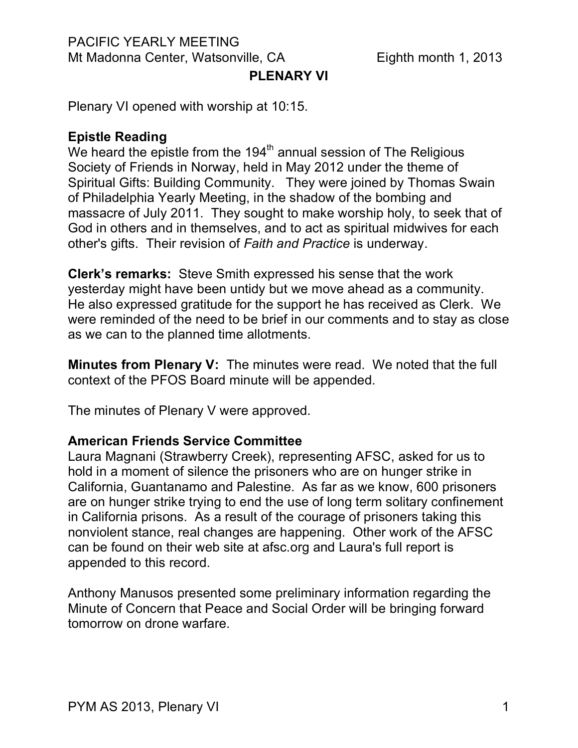PACIFIC YEARLY MEETING
Mt Madonna Center, Watsonville, CA Eighth month 1, 2013

# PLENARY VI

Plenary VI opened with worship at 10:15.

**Epistle Reading**
We heard the epistle from the 194th annual session of The Religious Society of Friends in Norway, held in May 2012 under the theme of Spiritual Gifts: Building Community. They were joined by Thomas Swain of Philadelphia Yearly Meeting, in the shadow of the bombing and massacre of July 2011. They sought to make worship holy, to seek that of God in others and in themselves, and to act as spiritual midwives for each other's gifts. Their revision of *Faith and Practice* is underway.

**Clerk's remarks:** Steve Smith expressed his sense that the work yesterday might have been untidy but we move ahead as a community. He also expressed gratitude for the support he has received as Clerk. We were reminded of the need to be brief in our comments and to stay as close as we can to the planned time allotments.

**Minutes from Plenary V:** The minutes were read. We noted that the full context of the PFOS Board minute will be appended.

The minutes of Plenary V were approved.

**American Friends Service Committee**
Laura Magnani (Strawberry Creek), representing AFSC, asked for us to hold in a moment of silence the prisoners who are on hunger strike in California, Guantanamo and Palestine. As far as we know, 600 prisoners are on hunger strike trying to end the use of long term solitary confinement in California prisons. As a result of the courage of prisoners taking this nonviolent stance, real changes are happening. Other work of the AFSC can be found on their web site at afsc.org and Laura's full report is appended to this record.

Anthony Manusos presented some preliminary information regarding the Minute of Concern that Peace and Social Order will be bringing forward tomorrow on drone warfare.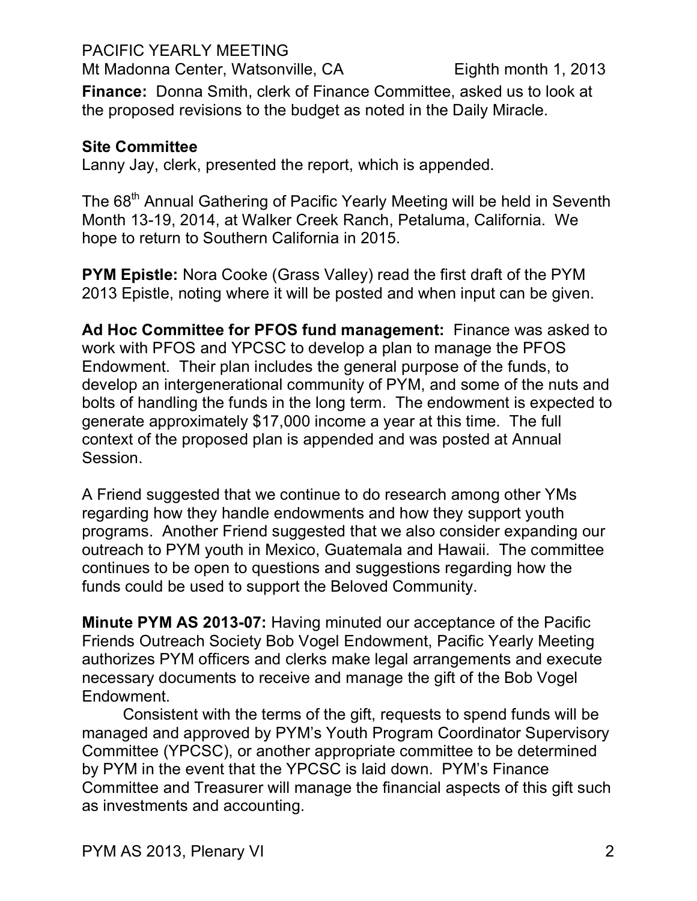**Finance:** Donna Smith, clerk of Finance Committee, asked us to look at the proposed revisions to the budget as noted in the Daily Miracle.

**Site Committee**

Lanny Jay, clerk, presented the report, which is appended.

The 68th Annual Gathering of Pacific Yearly Meeting will be held in Seventh Month 13-19, 2014, at Walker Creek Ranch, Petaluma, California. We hope to return to Southern California in 2015.

**PYM Epistle:** Nora Cooke (Grass Valley) read the first draft of the PYM 2013 Epistle, noting where it will be posted and when input can be given.

**Ad Hoc Committee for PFOS fund management:** Finance was asked to work with PFOS and YPCSC to develop a plan to manage the PFOS Endowment. Their plan includes the general purpose of the funds, to develop an intergenerational community of PYM, and some of the nuts and bolts of handling the funds in the long term. The endowment is expected to generate approximately $17,000 income a year at this time. The full context of the proposed plan is appended and was posted at Annual Session.

A Friend suggested that we continue to do research among other YMs regarding how they handle endowments and how they support youth programs. Another Friend suggested that we also consider expanding our outreach to PYM youth in Mexico, Guatemala and Hawaii. The committee continues to be open to questions and suggestions regarding how the funds could be used to support the Beloved Community.

**Minute PYM AS 2013-07:** Having minuted our acceptance of the Pacific Friends Outreach Society Bob Vogel Endowment, Pacific Yearly Meeting authorizes PYM officers and clerks make legal arrangements and execute necessary documents to receive and manage the gift of the Bob Vogel Endowment.

Consistent with the terms of the gift, requests to spend funds will be managed and approved by PYM's Youth Program Coordinator Supervisory Committee (YPCSC), or another appropriate committee to be determined by PYM in the event that the YPCSC is laid down. PYM's Finance Committee and Treasurer will manage the financial aspects of this gift such as investments and accounting.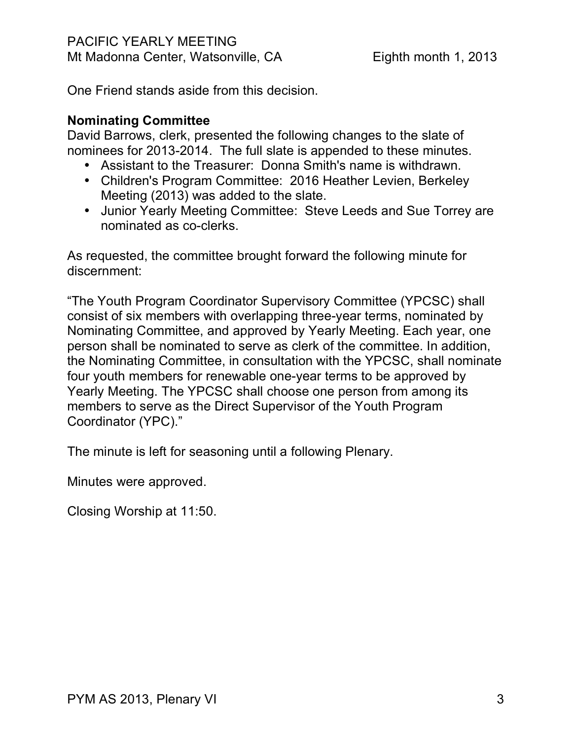One Friend stands aside from this decision.

**Nominating Committee**
David Barrows, clerk, presented the following changes to the slate of nominees for 2013-2014. The full slate is appended to these minutes.

- Assistant to the Treasurer: Donna Smith's name is withdrawn.
- Children's Program Committee: 2016 Heather Levien, Berkeley Meeting (2013) was added to the slate.
- Junior Yearly Meeting Committee: Steve Leeds and Sue Torrey are nominated as co-clerks.

As requested, the committee brought forward the following minute for discernment:

"The Youth Program Coordinator Supervisory Committee (YPCSC) shall consist of six members with overlapping three-year terms, nominated by Nominating Committee, and approved by Yearly Meeting. Each year, one person shall be nominated to serve as clerk of the committee. In addition, the Nominating Committee, in consultation with the YPCSC, shall nominate four youth members for renewable one-year terms to be approved by Yearly Meeting. The YPCSC shall choose one person from among its members to serve as the Direct Supervisor of the Youth Program Coordinator (YPC)."

The minute is left for seasoning until a following Plenary.

Minutes were approved.

Closing Worship at 11:50.